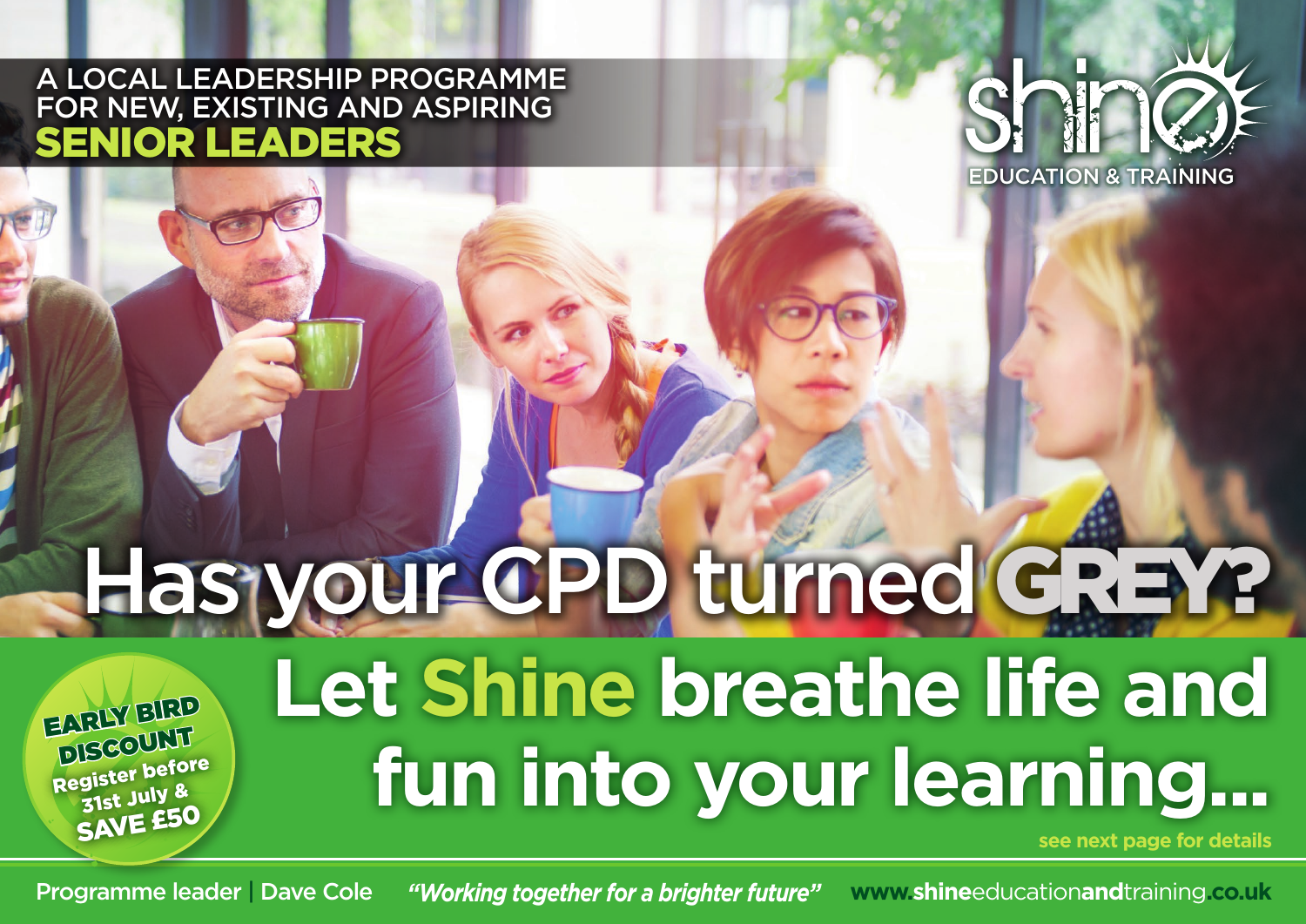A LOCAL LEADERSHIP PROGRAMME FOR NEW, EXISTING AND ASPIRING

# SENIOR LEADERS

shine

EDUCATION & TRAINING

# Has your CPD turned GREY?

## Let Shine breathe life and fun into your learning...

**EARLY BIRD DISCOUNT**
Register before 31st July & SAVE £50

see next page for details

Programme leader | Dave Cole

*"Working together for a brighter future"*

www.shineeducationandtraining.co.uk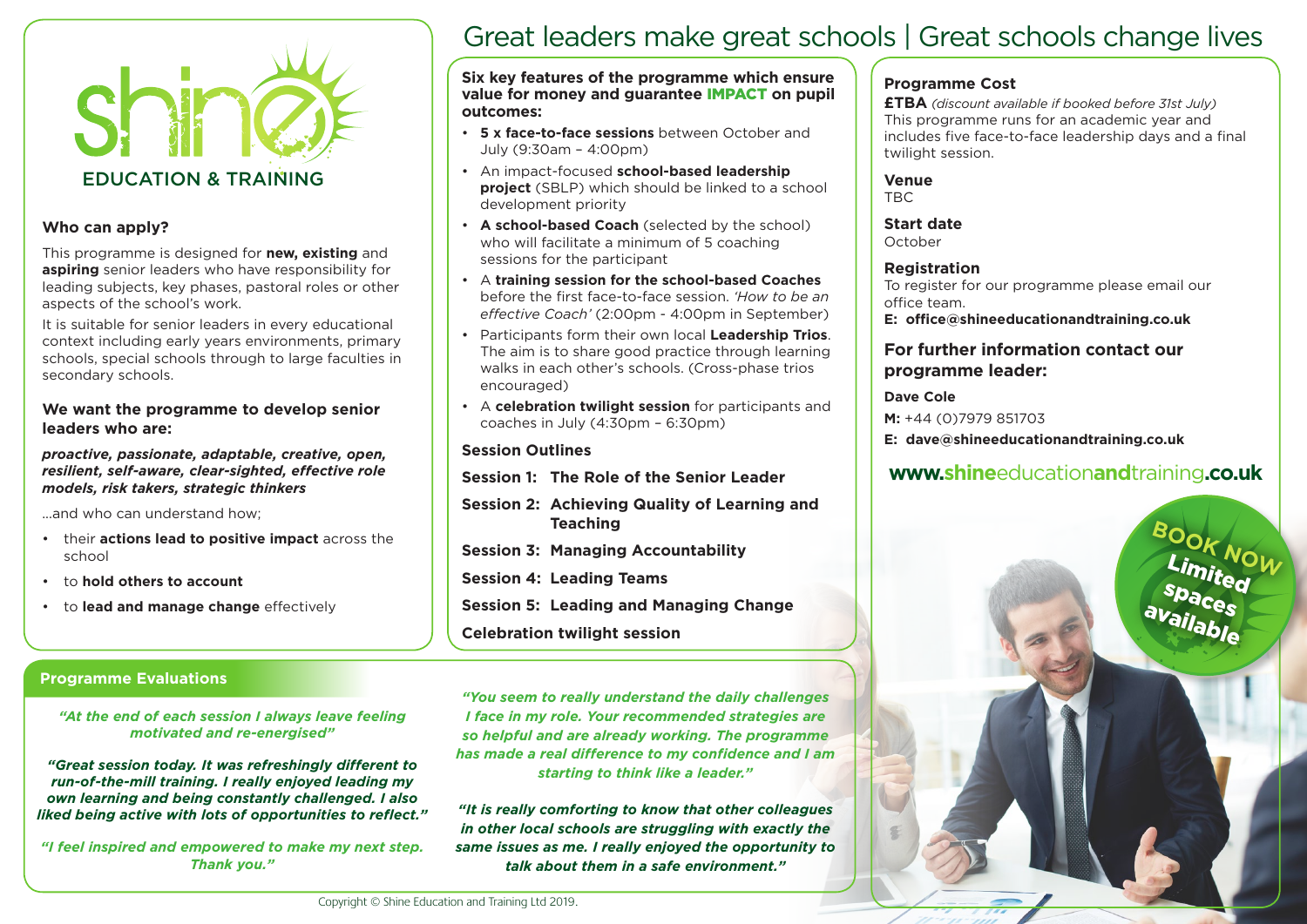shine

EDUCATION & TRAINING

# Great leaders make great schools | Great schools change lives

## Who can apply?

This programme is designed for **new, existing** and **aspiring** senior leaders who have responsibility for leading subjects, key phases, pastoral roles or other aspects of the school's work.

It is suitable for senior leaders in every educational context including early years environments, primary schools, special schools through to large faculties in secondary schools.

### We want the programme to develop senior leaders who are:

***proactive, passionate, adaptable, creative, open, resilient, self-aware, clear-sighted, effective role models, risk takers, strategic thinkers***

...and who can understand how;

- their **actions lead to positive impact** across the school
- to **hold others to account**
- to **lead and manage change** effectively

### Six key features of the programme which ensure value for money and guarantee IMPACT on pupil outcomes:

- **5 x face-to-face sessions** between October and July (9:30am – 4:00pm)
- An impact-focused **school-based leadership project** (SBLP) which should be linked to a school development priority
- **A school-based Coach** (selected by the school) who will facilitate a minimum of 5 coaching sessions for the participant
- A **training session for the school-based Coaches** before the first face-to-face session. *'How to be an effective Coach'* (2:00pm - 4:00pm in September)
- Participants form their own local **Leadership Trios**. The aim is to share good practice through learning walks in each other's schools. (Cross-phase trios encouraged)
- A **celebration twilight session** for participants and coaches in July (4:30pm – 6:30pm)

### Session Outlines

**Session 1: The Role of the Senior Leader**

**Session 2: Achieving Quality of Learning and Teaching**

**Session 3: Managing Accountability**

**Session 4: Leading Teams**

**Session 5: Leading and Managing Change**

**Celebration twilight session**

### Programme Cost

**£TBA** *(discount available if booked before 31st July)*
This programme runs for an academic year and includes five face-to-face leadership days and a final twilight session.

### Venue

TBC

### Start date

October

### Registration

To register for our programme please email our office team.
**E: office@shineeducationandtraining.co.uk**

### For further information contact our programme leader:

**Dave Cole**

**M:** +44 (0)7979 851703

**E: dave@shineeducationandtraining.co.uk**

**www.shineeducationandtraining.co.uk**

BOOK NOW
Limited spaces available

### Programme Evaluations

***"At the end of each session I always leave feeling motivated and re-energised"***

***"Great session today. It was refreshingly different to run-of-the-mill training. I really enjoyed leading my own learning and being constantly challenged. I also liked being active with lots of opportunities to reflect."***

***"I feel inspired and empowered to make my next step. Thank you."***

***"You seem to really understand the daily challenges I face in my role. Your recommended strategies are so helpful and are already working. The programme has made a real difference to my confidence and I am starting to think like a leader."***

***"It is really comforting to know that other colleagues in other local schools are struggling with exactly the same issues as me. I really enjoyed the opportunity to talk about them in a safe environment."***

Copyright © Shine Education and Training Ltd 2019.